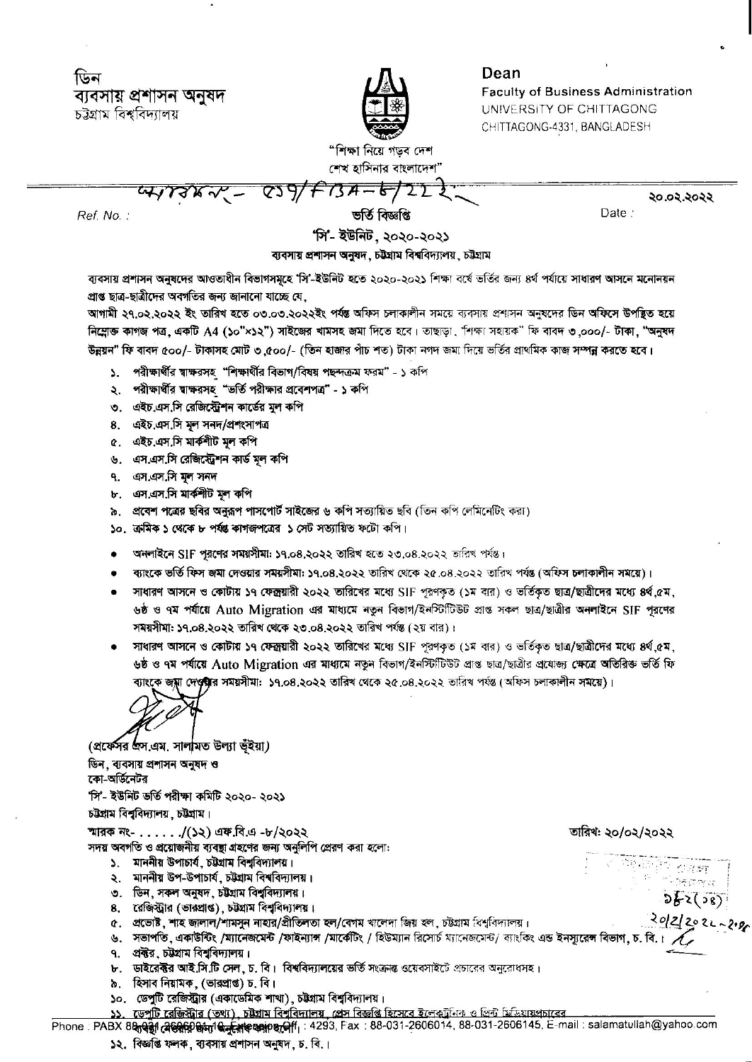ডিন
ব্যবসায় প্রশাসন অনুষদ
চট্টগ্রাম বিশ্ববিদ্যালয়

Dean
Faculty of Business Administration
UNIVERSITY OF CHITTAGONG
CHITTAGONG-4331, BANGLADESH

"শিক্ষা নিয়ে গড়ব দেশ
শেখ হাসিনার বাংলাদেশ"

Ref. No.: স্মারক নং- ৫১৭/FBA-৮/২২২ Date: ২০.০২.২০২২

# ভর্তি বিজ্ঞপ্তি

## 'সি'- ইউনিট, ২০২০-২০২১

### ব্যবসায় প্রশাসন অনুষদ, চট্টগ্রাম বিশ্ববিদ্যালয়, চট্টগ্রাম

ব্যবসায় প্রশাসন অনুষদের আওতাধীন বিভাগসমূহে 'সি'-ইউনিট হতে ২০২০-২০২১ শিক্ষা বর্ষে ভর্তির জন্য ৪র্থ পর্যায়ে সাধারণ আসনে মনোনয়ন প্রাপ্ত ছাত্র-ছাত্রীদের অবগতির জন্য জানানো যাচ্ছে যে,

আগামী ২৭.০২.২০২২ ইং তারিখ হতে ০৩.০৩.২০২২ইং পর্যন্ত অফিস চলাকালীন সময়ে ব্যবসায় প্রশাসন অনুষদের ডিন অফিসে উপস্থিত হয়ে নিম্নোক্ত কাগজ পত্র, একটি A4 (১০"×১২") সাইজের খামসহ জমা দিতে হবে। তাছাড়া, "শিক্ষা সহায়ক" ফি বাবদ ৩,০০০/- টাকা, "অনুষদ উন্নয়ন" ফি বাবদ ৫০০/- টাকাসহ মোট ৩,৫০০/- (তিন হাজার পাঁচ শত) টাকা নগদ জমা দিয়ে ভর্তির প্রাথমিক কাজ সম্পন্ন করতে হবে।

১. পরীক্ষার্থীর স্বাক্ষরসহ "শিক্ষার্থীর বিভাগ/বিষয় পছন্দক্রম ফরম" - ১ কপি
২. পরীক্ষার্থীর স্বাক্ষরসহ "ভর্তি পরীক্ষার প্রবেশপত্র" - ১ কপি
৩. এইচ.এস.সি রেজিস্ট্রেশন কার্ডের মূল কপি
৪. এইচ.এস.সি মূল সনদ/প্রশংসাপত্র
৫. এইচ.এস.সি মার্কশীট মূল কপি
৬. এস.এস.সি রেজিস্ট্রেশন কার্ড মূল কপি
৭. এস.এস.সি মূল সনদ
৮. এস.এস.সি মার্কশীট মূল কপি
৯. প্রবেশ পত্রের ছবির অনুরূপ পাসপোর্ট সাইজের ৬ কপি সত্যায়িত ছবি (তিন কপি লেমিনেটিং করা)
১০. ক্রমিক ১ থেকে ৮ পর্যন্ত কাগজপত্রের ১ সেট সত্যায়িত ফটো কপি।

- অনলাইনে SIF পূরণের সময়সীমা: ১৭.০৪.২০২২ তারিখ হতে ২৩.০৪.২০২২ তারিখ পর্যন্ত।
- ব্যাংকে ভর্তি ফিস জমা দেওয়ার সময়সীমা: ১৭.০৪.২০২২ তারিখ থেকে ২৫.০৪.২০২২ তারিখ পর্যন্ত (অফিস চলাকালীন সময়ে)।
- সাধারণ আসনে ও কোটায় ১৭ ফেব্রুয়ারী ২০২২ তারিখের মধ্যে SIF পূরণকৃত (১ম বার) ও ভর্তিকৃত ছাত্র/ছাত্রীদের মধ্যে ৪র্থ,৫ম, ৬ষ্ঠ ও ৭ম পর্যায়ে Auto Migration এর মাধ্যমে নতুন বিভাগ/ইনস্টিটিউট প্রাপ্ত সকল ছাত্র/ছাত্রীর অনলাইনে SIF পূরণের সময়সীমা: ১৭.০৪.২০২২ তারিখ থেকে ২৩.০৪.২০২২ তারিখ পর্যন্ত (২য় বার)।
- সাধারণ আসনে ও কোটায় ১৭ ফেব্রুয়ারী ২০২২ তারিখের মধ্যে SIF পূরণকৃত (১ম বার) ও ভর্তিকৃত ছাত্র/ছাত্রীদের মধ্যে ৪র্থ,৫ম, ৬ষ্ঠ ও ৭ম পর্যায়ে Auto Migration এর মাধ্যমে নতুন বিভাগ/ইনস্টিটিউট প্রাপ্ত ছাত্র/ছাত্রীর প্রযোজ্য ক্ষেত্রে অতিরিক্ত ভর্তি ফি ব্যাংকে জমা দেওয়ার সময়সীমা: ১৭.০৪.২০২২ তারিখ থেকে ২৫.০৪.২০২২ তারিখ পর্যন্ত (অফিস চলাকালীন সময়ে)।

(প্রফেসর এস.এম. সালামত উল্যা ভূঁইয়া)
ডিন, ব্যবসায় প্রশাসন অনুষদ ও
কো-অর্ডিনেটর
'সি'- ইউনিট ভর্তি পরীক্ষা কমিটি ২০২০- ২০২১
চট্টগ্রাম বিশ্ববিদ্যালয়, চট্টগ্রাম।

স্মারক নং- . . . . . ./(১২) এফ.বি.এ -৮/২০২২ তারিখ: ২০/০২/২০২২

সদয় অবগতি ও প্রয়োজনীয় ব্যবস্থা গ্রহণের জন্য অনুলিপি প্রেরণ করা হলো:

১. মাননীয় উপাচার্য, চট্টগ্রাম বিশ্ববিদ্যালয়।
২. মাননীয় উপ-উপাচার্য, চট্টগ্রাম বিশ্ববিদ্যালয়।
৩. ডিন, সকল অনুষদ, চট্টগ্রাম বিশ্ববিদ্যালয়।
৪. রেজিস্ট্রার (ভারপ্রাপ্ত), চট্টগ্রাম বিশ্ববিদ্যালয়।
৫. প্রভোষ্ট, শাহ জালাল/শামসুন নাহার/প্রীতিলতা হল/বেগম খালেদা জিয় হল, চট্টগ্রাম বিশ্ববিদ্যালয়।
৬. সভাপতি, একাউন্টিং /ম্যানেজমেন্ট /ফাইন্যান্স /মার্কেটিং / হিউম্যান রিসোর্স ম্যানেজমেন্ট/ ব্যাংকিং এন্ড ইনস্যুরেন্স বিভাগ, চ. বি.।
৭. প্রক্টর, চট্টগ্রাম বিশ্ববিদ্যালয়।
৮. ডাইরেক্টর আই.সি.টি সেল, চ. বি। বিশ্ববিদ্যালয়ের ভর্তি সংক্রান্ত ওয়েবসাইটে প্রচারের অনুরোধসহ।
৯. হিসাব নিয়ামক, (ভারপ্রাপ্ত) চ. বি।
১০. ডেপুটি রেজিস্ট্রার (একাডেমিক শাখা), চট্টগ্রাম বিশ্ববিদ্যালয়।
১১. ডেপুটি রেজিস্ট্রার (তথ্য), চট্টগ্রাম বিশ্ববিদ্যালয়, প্রেস বিজ্ঞপ্তি হিসেবে ইলেকট্রনিক ও প্রিন্ট মিডিয়ায়প্রচারের ব্যবস্থা নেওয়ার জন্য অনুরোধ করা হলো।
১২. বিজ্ঞপ্তি ফলক, ব্যবসায় প্রশাসন অনুষদ, চ. বি.।

Phone: PABX 88-031-2606001-10, Extension Off: 4293, Fax: 88-031-2606014, 88-031-2606145, E-mail: salamatullah@yahoo.com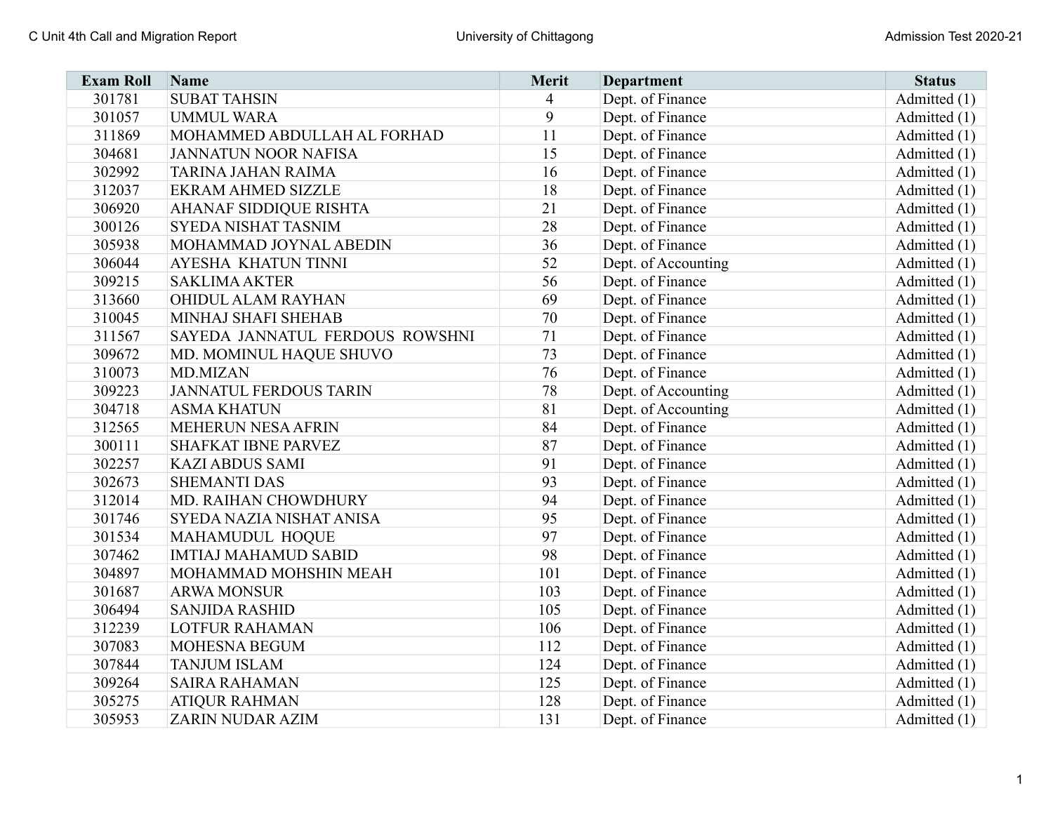| Exam Roll | Name | Merit | Department | Status |
|---|---|---|---|---|
| 301781 | SUBAT TAHSIN | 4 | Dept. of Finance | Admitted (1) |
| 301057 | UMMUL WARA | 9 | Dept. of Finance | Admitted (1) |
| 311869 | MOHAMMED ABDULLAH AL FORHAD | 11 | Dept. of Finance | Admitted (1) |
| 304681 | JANNATUN NOOR NAFISA | 15 | Dept. of Finance | Admitted (1) |
| 302992 | TARINA JAHAN RAIMA | 16 | Dept. of Finance | Admitted (1) |
| 312037 | EKRAM AHMED SIZZLE | 18 | Dept. of Finance | Admitted (1) |
| 306920 | AHANAF SIDDIQUE RISHTA | 21 | Dept. of Finance | Admitted (1) |
| 300126 | SYEDA NISHAT TASNIM | 28 | Dept. of Finance | Admitted (1) |
| 305938 | MOHAMMAD JOYNAL ABEDIN | 36 | Dept. of Finance | Admitted (1) |
| 306044 | AYESHA KHATUN TINNI | 52 | Dept. of Accounting | Admitted (1) |
| 309215 | SAKLIMA AKTER | 56 | Dept. of Finance | Admitted (1) |
| 313660 | OHIDUL ALAM RAYHAN | 69 | Dept. of Finance | Admitted (1) |
| 310045 | MINHAJ SHAFI SHEHAB | 70 | Dept. of Finance | Admitted (1) |
| 311567 | SAYEDA JANNATUL FERDOUS ROWSHNI | 71 | Dept. of Finance | Admitted (1) |
| 309672 | MD. MOMINUL HAQUE SHUVO | 73 | Dept. of Finance | Admitted (1) |
| 310073 | MD.MIZAN | 76 | Dept. of Finance | Admitted (1) |
| 309223 | JANNATUL FERDOUS TARIN | 78 | Dept. of Accounting | Admitted (1) |
| 304718 | ASMA KHATUN | 81 | Dept. of Accounting | Admitted (1) |
| 312565 | MEHERUN NESA AFRIN | 84 | Dept. of Finance | Admitted (1) |
| 300111 | SHAFKAT IBNE PARVEZ | 87 | Dept. of Finance | Admitted (1) |
| 302257 | KAZI ABDUS SAMI | 91 | Dept. of Finance | Admitted (1) |
| 302673 | SHEMANTI DAS | 93 | Dept. of Finance | Admitted (1) |
| 312014 | MD. RAIHAN CHOWDHURY | 94 | Dept. of Finance | Admitted (1) |
| 301746 | SYEDA NAZIA NISHAT ANISA | 95 | Dept. of Finance | Admitted (1) |
| 301534 | MAHAMUDUL HOQUE | 97 | Dept. of Finance | Admitted (1) |
| 307462 | IMTIAJ MAHAMUD SABID | 98 | Dept. of Finance | Admitted (1) |
| 304897 | MOHAMMAD MOHSHIN MEAH | 101 | Dept. of Finance | Admitted (1) |
| 301687 | ARWA MONSUR | 103 | Dept. of Finance | Admitted (1) |
| 306494 | SANJIDA RASHID | 105 | Dept. of Finance | Admitted (1) |
| 312239 | LOTFUR RAHAMAN | 106 | Dept. of Finance | Admitted (1) |
| 307083 | MOHESNA BEGUM | 112 | Dept. of Finance | Admitted (1) |
| 307844 | TANJUM ISLAM | 124 | Dept. of Finance | Admitted (1) |
| 309264 | SAIRA RAHAMAN | 125 | Dept. of Finance | Admitted (1) |
| 305275 | ATIQUR RAHMAN | 128 | Dept. of Finance | Admitted (1) |
| 305953 | ZARIN NUDAR AZIM | 131 | Dept. of Finance | Admitted (1) |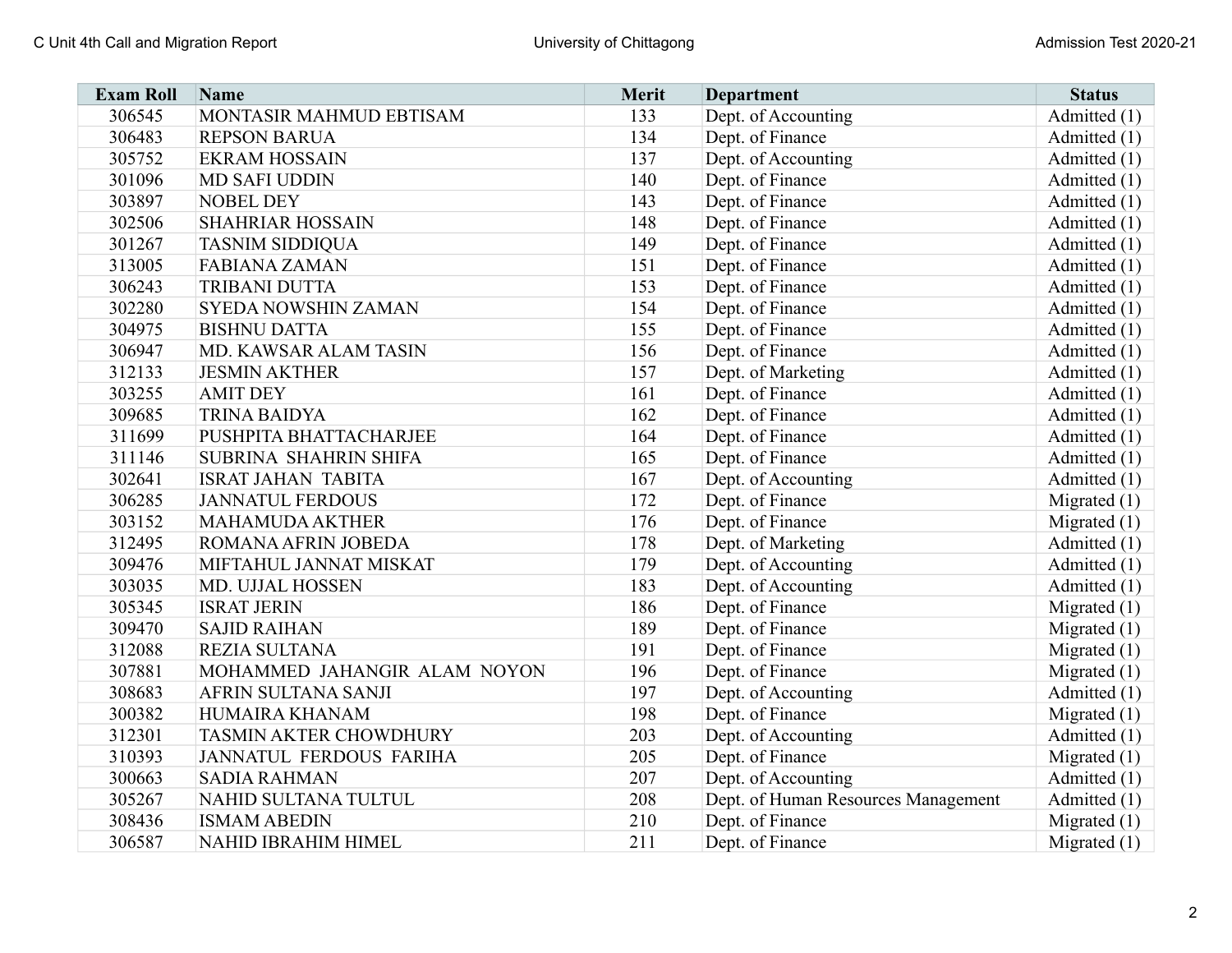| Exam Roll | Name | Merit | Department | Status |
|---|---|---|---|---|
| 306545 | MONTASIR MAHMUD EBTISAM | 133 | Dept. of Accounting | Admitted (1) |
| 306483 | REPSON BARUA | 134 | Dept. of Finance | Admitted (1) |
| 305752 | EKRAM HOSSAIN | 137 | Dept. of Accounting | Admitted (1) |
| 301096 | MD SAFI UDDIN | 140 | Dept. of Finance | Admitted (1) |
| 303897 | NOBEL DEY | 143 | Dept. of Finance | Admitted (1) |
| 302506 | SHAHRIAR HOSSAIN | 148 | Dept. of Finance | Admitted (1) |
| 301267 | TASNIM SIDDIQUA | 149 | Dept. of Finance | Admitted (1) |
| 313005 | FABIANA ZAMAN | 151 | Dept. of Finance | Admitted (1) |
| 306243 | TRIBANI DUTTA | 153 | Dept. of Finance | Admitted (1) |
| 302280 | SYEDA NOWSHIN ZAMAN | 154 | Dept. of Finance | Admitted (1) |
| 304975 | BISHNU DATTA | 155 | Dept. of Finance | Admitted (1) |
| 306947 | MD. KAWSAR ALAM TASIN | 156 | Dept. of Finance | Admitted (1) |
| 312133 | JESMIN AKTHER | 157 | Dept. of Marketing | Admitted (1) |
| 303255 | AMIT DEY | 161 | Dept. of Finance | Admitted (1) |
| 309685 | TRINA BAIDYA | 162 | Dept. of Finance | Admitted (1) |
| 311699 | PUSHPITA BHATTACHARJEE | 164 | Dept. of Finance | Admitted (1) |
| 311146 | SUBRINA SHAHRIN SHIFA | 165 | Dept. of Finance | Admitted (1) |
| 302641 | ISRAT JAHAN TABITA | 167 | Dept. of Accounting | Admitted (1) |
| 306285 | JANNATUL FERDOUS | 172 | Dept. of Finance | Migrated (1) |
| 303152 | MAHAMUDA AKTHER | 176 | Dept. of Finance | Migrated (1) |
| 312495 | ROMANA AFRIN JOBEDA | 178 | Dept. of Marketing | Admitted (1) |
| 309476 | MIFTAHUL JANNAT MISKAT | 179 | Dept. of Accounting | Admitted (1) |
| 303035 | MD. UJJAL HOSSEN | 183 | Dept. of Accounting | Admitted (1) |
| 305345 | ISRAT JERIN | 186 | Dept. of Finance | Migrated (1) |
| 309470 | SAJID RAIHAN | 189 | Dept. of Finance | Migrated (1) |
| 312088 | REZIA SULTANA | 191 | Dept. of Finance | Migrated (1) |
| 307881 | MOHAMMED JAHANGIR ALAM NOYON | 196 | Dept. of Finance | Migrated (1) |
| 308683 | AFRIN SULTANA SANJI | 197 | Dept. of Accounting | Admitted (1) |
| 300382 | HUMAIRA KHANAM | 198 | Dept. of Finance | Migrated (1) |
| 312301 | TASMIN AKTER CHOWDHURY | 203 | Dept. of Accounting | Admitted (1) |
| 310393 | JANNATUL FERDOUS FARIHA | 205 | Dept. of Finance | Migrated (1) |
| 300663 | SADIA RAHMAN | 207 | Dept. of Accounting | Admitted (1) |
| 305267 | NAHID SULTANA TULTUL | 208 | Dept. of Human Resources Management | Admitted (1) |
| 308436 | ISMAM ABEDIN | 210 | Dept. of Finance | Migrated (1) |
| 306587 | NAHID IBRAHIM HIMEL | 211 | Dept. of Finance | Migrated (1) |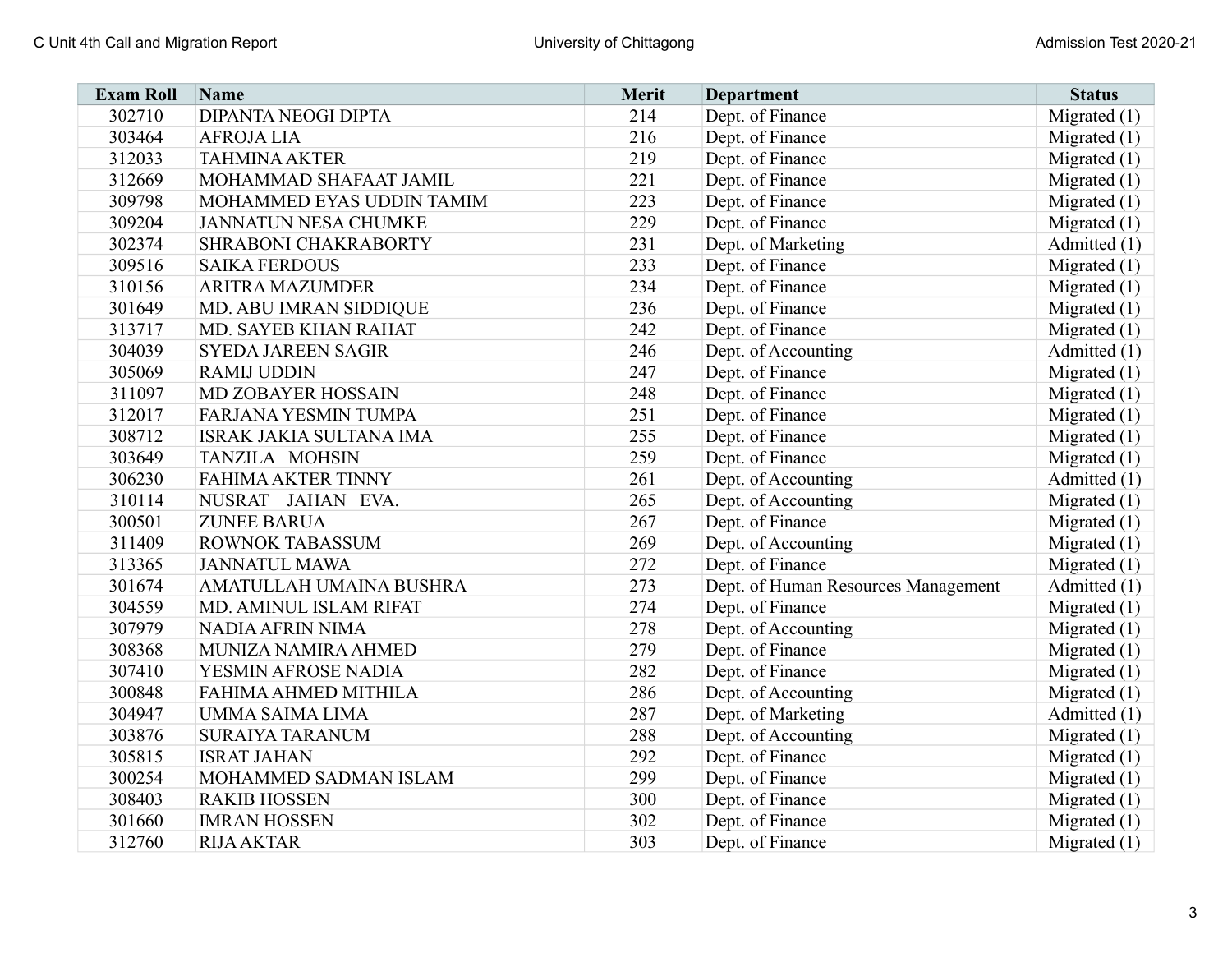| Exam Roll | Name | Merit | Department | Status |
|---|---|---|---|---|
| 302710 | DIPANTA NEOGI DIPTA | 214 | Dept. of Finance | Migrated (1) |
| 303464 | AFROJA LIA | 216 | Dept. of Finance | Migrated (1) |
| 312033 | TAHMINA AKTER | 219 | Dept. of Finance | Migrated (1) |
| 312669 | MOHAMMAD SHAFAAT JAMIL | 221 | Dept. of Finance | Migrated (1) |
| 309798 | MOHAMMED EYAS UDDIN TAMIM | 223 | Dept. of Finance | Migrated (1) |
| 309204 | JANNATUN NESA CHUMKE | 229 | Dept. of Finance | Migrated (1) |
| 302374 | SHRABONI CHAKRABORTY | 231 | Dept. of Marketing | Admitted (1) |
| 309516 | SAIKA FERDOUS | 233 | Dept. of Finance | Migrated (1) |
| 310156 | ARITRA MAZUMDER | 234 | Dept. of Finance | Migrated (1) |
| 301649 | MD. ABU IMRAN SIDDIQUE | 236 | Dept. of Finance | Migrated (1) |
| 313717 | MD. SAYEB KHAN RAHAT | 242 | Dept. of Finance | Migrated (1) |
| 304039 | SYEDA JAREEN SAGIR | 246 | Dept. of Accounting | Admitted (1) |
| 305069 | RAMIJ UDDIN | 247 | Dept. of Finance | Migrated (1) |
| 311097 | MD ZOBAYER HOSSAIN | 248 | Dept. of Finance | Migrated (1) |
| 312017 | FARJANA YESMIN TUMPA | 251 | Dept. of Finance | Migrated (1) |
| 308712 | ISRAK JAKIA SULTANA IMA | 255 | Dept. of Finance | Migrated (1) |
| 303649 | TANZILA MOHSIN | 259 | Dept. of Finance | Migrated (1) |
| 306230 | FAHIMA AKTER TINNY | 261 | Dept. of Accounting | Admitted (1) |
| 310114 | NUSRAT JAHAN EVA. | 265 | Dept. of Accounting | Migrated (1) |
| 300501 | ZUNEE BARUA | 267 | Dept. of Finance | Migrated (1) |
| 311409 | ROWNOK TABASSUM | 269 | Dept. of Accounting | Migrated (1) |
| 313365 | JANNATUL MAWA | 272 | Dept. of Finance | Migrated (1) |
| 301674 | AMATULLAH UMAINA BUSHRA | 273 | Dept. of Human Resources Management | Admitted (1) |
| 304559 | MD. AMINUL ISLAM RIFAT | 274 | Dept. of Finance | Migrated (1) |
| 307979 | NADIA AFRIN NIMA | 278 | Dept. of Accounting | Migrated (1) |
| 308368 | MUNIZA NAMIRA AHMED | 279 | Dept. of Finance | Migrated (1) |
| 307410 | YESMIN AFROSE NADIA | 282 | Dept. of Finance | Migrated (1) |
| 300848 | FAHIMA AHMED MITHILA | 286 | Dept. of Accounting | Migrated (1) |
| 304947 | UMMA SAIMA LIMA | 287 | Dept. of Marketing | Admitted (1) |
| 303876 | SURAIYA TARANUM | 288 | Dept. of Accounting | Migrated (1) |
| 305815 | ISRAT JAHAN | 292 | Dept. of Finance | Migrated (1) |
| 300254 | MOHAMMED SADMAN ISLAM | 299 | Dept. of Finance | Migrated (1) |
| 308403 | RAKIB HOSSEN | 300 | Dept. of Finance | Migrated (1) |
| 301660 | IMRAN HOSSEN | 302 | Dept. of Finance | Migrated (1) |
| 312760 | RIJA AKTAR | 303 | Dept. of Finance | Migrated (1) |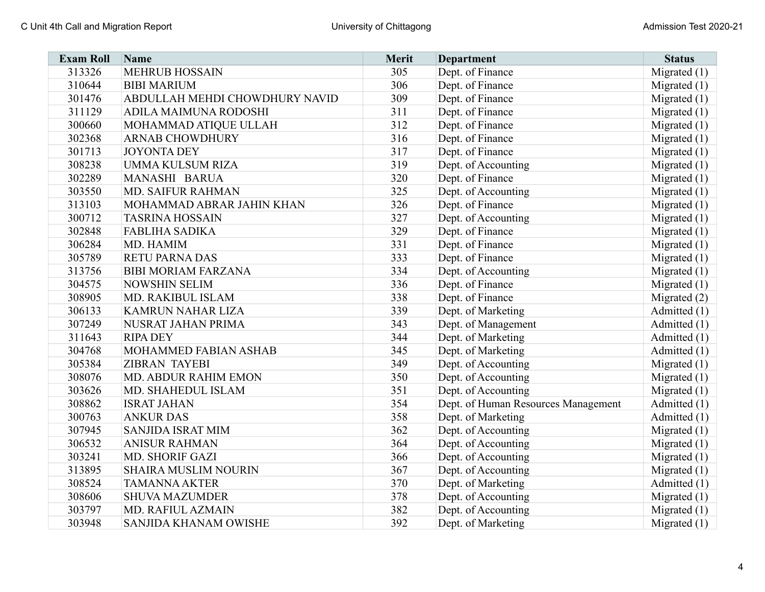| Exam Roll | Name | Merit | Department | Status |
|---|---|---|---|---|
| 313326 | MEHRUB HOSSAIN | 305 | Dept. of Finance | Migrated (1) |
| 310644 | BIBI MARIUM | 306 | Dept. of Finance | Migrated (1) |
| 301476 | ABDULLAH MEHDI CHOWDHURY NAVID | 309 | Dept. of Finance | Migrated (1) |
| 311129 | ADILA MAIMUNA RODOSHI | 311 | Dept. of Finance | Migrated (1) |
| 300660 | MOHAMMAD ATIQUE ULLAH | 312 | Dept. of Finance | Migrated (1) |
| 302368 | ARNAB CHOWDHURY | 316 | Dept. of Finance | Migrated (1) |
| 301713 | JOYONTA DEY | 317 | Dept. of Finance | Migrated (1) |
| 308238 | UMMA KULSUM RIZA | 319 | Dept. of Accounting | Migrated (1) |
| 302289 | MANASHI BARUA | 320 | Dept. of Finance | Migrated (1) |
| 303550 | MD. SAIFUR RAHMAN | 325 | Dept. of Accounting | Migrated (1) |
| 313103 | MOHAMMAD ABRAR JAHIN KHAN | 326 | Dept. of Finance | Migrated (1) |
| 300712 | TASRINA HOSSAIN | 327 | Dept. of Accounting | Migrated (1) |
| 302848 | FABLIHA SADIKA | 329 | Dept. of Finance | Migrated (1) |
| 306284 | MD. HAMIM | 331 | Dept. of Finance | Migrated (1) |
| 305789 | RETU PARNA DAS | 333 | Dept. of Finance | Migrated (1) |
| 313756 | BIBI MORIAM FARZANA | 334 | Dept. of Accounting | Migrated (1) |
| 304575 | NOWSHIN SELIM | 336 | Dept. of Finance | Migrated (1) |
| 308905 | MD. RAKIBUL ISLAM | 338 | Dept. of Finance | Migrated (2) |
| 306133 | KAMRUN NAHAR LIZA | 339 | Dept. of Marketing | Admitted (1) |
| 307249 | NUSRAT JAHAN PRIMA | 343 | Dept. of Management | Admitted (1) |
| 311643 | RIPA DEY | 344 | Dept. of Marketing | Admitted (1) |
| 304768 | MOHAMMED FABIAN ASHAB | 345 | Dept. of Marketing | Admitted (1) |
| 305384 | ZIBRAN TAYEBI | 349 | Dept. of Accounting | Migrated (1) |
| 308076 | MD. ABDUR RAHIM EMON | 350 | Dept. of Accounting | Migrated (1) |
| 303626 | MD. SHAHEDUL ISLAM | 351 | Dept. of Accounting | Migrated (1) |
| 308862 | ISRAT JAHAN | 354 | Dept. of Human Resources Management | Admitted (1) |
| 300763 | ANKUR DAS | 358 | Dept. of Marketing | Admitted (1) |
| 307945 | SANJIDA ISRAT MIM | 362 | Dept. of Accounting | Migrated (1) |
| 306532 | ANISUR RAHMAN | 364 | Dept. of Accounting | Migrated (1) |
| 303241 | MD. SHORIF GAZI | 366 | Dept. of Accounting | Migrated (1) |
| 313895 | SHAIRA MUSLIM NOURIN | 367 | Dept. of Accounting | Migrated (1) |
| 308524 | TAMANNA AKTER | 370 | Dept. of Marketing | Admitted (1) |
| 308606 | SHUVA MAZUMDER | 378 | Dept. of Accounting | Migrated (1) |
| 303797 | MD. RAFIUL AZMAIN | 382 | Dept. of Accounting | Migrated (1) |
| 303948 | SANJIDA KHANAM OWISHE | 392 | Dept. of Marketing | Migrated (1) |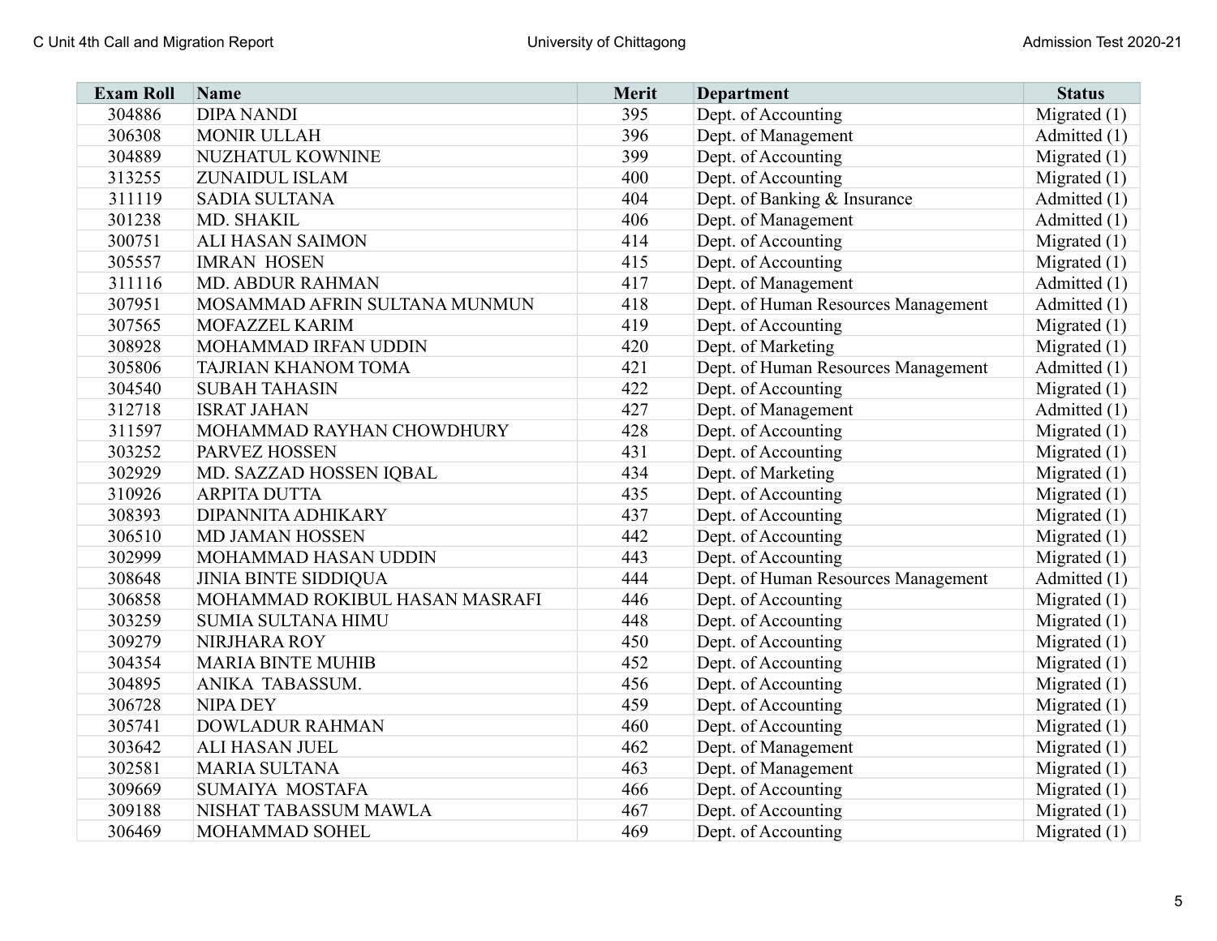| Exam Roll | Name | Merit | Department | Status |
|---|---|---|---|---|
| 304886 | DIPA NANDI | 395 | Dept. of Accounting | Migrated (1) |
| 306308 | MONIR ULLAH | 396 | Dept. of Management | Admitted (1) |
| 304889 | NUZHATUL KOWNINE | 399 | Dept. of Accounting | Migrated (1) |
| 313255 | ZUNAIDUL ISLAM | 400 | Dept. of Accounting | Migrated (1) |
| 311119 | SADIA SULTANA | 404 | Dept. of Banking & Insurance | Admitted (1) |
| 301238 | MD. SHAKIL | 406 | Dept. of Management | Admitted (1) |
| 300751 | ALI HASAN SAIMON | 414 | Dept. of Accounting | Migrated (1) |
| 305557 | IMRAN HOSEN | 415 | Dept. of Accounting | Migrated (1) |
| 311116 | MD. ABDUR RAHMAN | 417 | Dept. of Management | Admitted (1) |
| 307951 | MOSAMMAD AFRIN SULTANA MUNMUN | 418 | Dept. of Human Resources Management | Admitted (1) |
| 307565 | MOFAZZEL KARIM | 419 | Dept. of Accounting | Migrated (1) |
| 308928 | MOHAMMAD IRFAN UDDIN | 420 | Dept. of Marketing | Migrated (1) |
| 305806 | TAJRIAN KHANOM TOMA | 421 | Dept. of Human Resources Management | Admitted (1) |
| 304540 | SUBAH TAHASIN | 422 | Dept. of Accounting | Migrated (1) |
| 312718 | ISRAT JAHAN | 427 | Dept. of Management | Admitted (1) |
| 311597 | MOHAMMAD RAYHAN CHOWDHURY | 428 | Dept. of Accounting | Migrated (1) |
| 303252 | PARVEZ HOSSEN | 431 | Dept. of Accounting | Migrated (1) |
| 302929 | MD. SAZZAD HOSSEN IQBAL | 434 | Dept. of Marketing | Migrated (1) |
| 310926 | ARPITA DUTTA | 435 | Dept. of Accounting | Migrated (1) |
| 308393 | DIPANNITA ADHIKARY | 437 | Dept. of Accounting | Migrated (1) |
| 306510 | MD JAMAN HOSSEN | 442 | Dept. of Accounting | Migrated (1) |
| 302999 | MOHAMMAD HASAN UDDIN | 443 | Dept. of Accounting | Migrated (1) |
| 308648 | JINIA BINTE SIDDIQUA | 444 | Dept. of Human Resources Management | Admitted (1) |
| 306858 | MOHAMMAD ROKIBUL HASAN MASRAFI | 446 | Dept. of Accounting | Migrated (1) |
| 303259 | SUMIA SULTANA HIMU | 448 | Dept. of Accounting | Migrated (1) |
| 309279 | NIRJHARA ROY | 450 | Dept. of Accounting | Migrated (1) |
| 304354 | MARIA BINTE MUHIB | 452 | Dept. of Accounting | Migrated (1) |
| 304895 | ANIKA TABASSUM. | 456 | Dept. of Accounting | Migrated (1) |
| 306728 | NIPA DEY | 459 | Dept. of Accounting | Migrated (1) |
| 305741 | DOWLADUR RAHMAN | 460 | Dept. of Accounting | Migrated (1) |
| 303642 | ALI HASAN JUEL | 462 | Dept. of Management | Migrated (1) |
| 302581 | MARIA SULTANA | 463 | Dept. of Management | Migrated (1) |
| 309669 | SUMAIYA MOSTAFA | 466 | Dept. of Accounting | Migrated (1) |
| 309188 | NISHAT TABASSUM MAWLA | 467 | Dept. of Accounting | Migrated (1) |
| 306469 | MOHAMMAD SOHEL | 469 | Dept. of Accounting | Migrated (1) |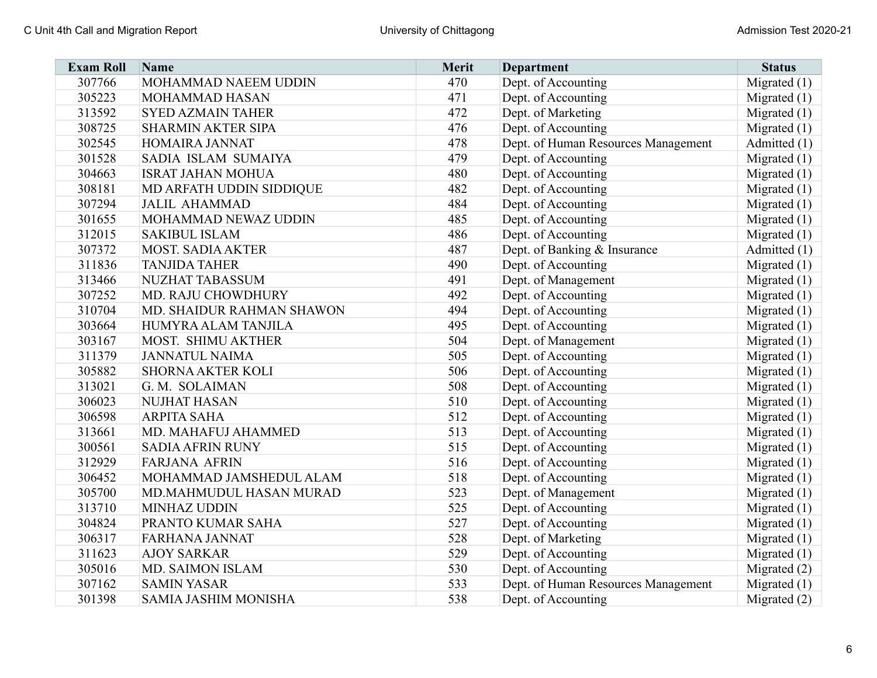| Exam Roll | Name | Merit | Department | Status |
|---|---|---|---|---|
| 307766 | MOHAMMAD NAEEM UDDIN | 470 | Dept. of Accounting | Migrated (1) |
| 305223 | MOHAMMAD HASAN | 471 | Dept. of Accounting | Migrated (1) |
| 313592 | SYED AZMAIN TAHER | 472 | Dept. of Marketing | Migrated (1) |
| 308725 | SHARMIN AKTER SIPA | 476 | Dept. of Accounting | Migrated (1) |
| 302545 | HOMAIRA JANNAT | 478 | Dept. of Human Resources Management | Admitted (1) |
| 301528 | SADIA ISLAM SUMAIYA | 479 | Dept. of Accounting | Migrated (1) |
| 304663 | ISRAT JAHAN MOHUA | 480 | Dept. of Accounting | Migrated (1) |
| 308181 | MD ARFATH UDDIN SIDDIQUE | 482 | Dept. of Accounting | Migrated (1) |
| 307294 | JALIL AHAMMAD | 484 | Dept. of Accounting | Migrated (1) |
| 301655 | MOHAMMAD NEWAZ UDDIN | 485 | Dept. of Accounting | Migrated (1) |
| 312015 | SAKIBUL ISLAM | 486 | Dept. of Accounting | Migrated (1) |
| 307372 | MOST. SADIA AKTER | 487 | Dept. of Banking & Insurance | Admitted (1) |
| 311836 | TANJIDA TAHER | 490 | Dept. of Accounting | Migrated (1) |
| 313466 | NUZHAT TABASSUM | 491 | Dept. of Management | Migrated (1) |
| 307252 | MD. RAJU CHOWDHURY | 492 | Dept. of Accounting | Migrated (1) |
| 310704 | MD. SHAIDUR RAHMAN SHAWON | 494 | Dept. of Accounting | Migrated (1) |
| 303664 | HUMYRA ALAM TANJILA | 495 | Dept. of Accounting | Migrated (1) |
| 303167 | MOST. SHIMU AKTHER | 504 | Dept. of Management | Migrated (1) |
| 311379 | JANNATUL NAIMA | 505 | Dept. of Accounting | Migrated (1) |
| 305882 | SHORNA AKTER KOLI | 506 | Dept. of Accounting | Migrated (1) |
| 313021 | G. M. SOLAIMAN | 508 | Dept. of Accounting | Migrated (1) |
| 306023 | NUJHAT HASAN | 510 | Dept. of Accounting | Migrated (1) |
| 306598 | ARPITA SAHA | 512 | Dept. of Accounting | Migrated (1) |
| 313661 | MD. MAHAFUJ AHAMMED | 513 | Dept. of Accounting | Migrated (1) |
| 300561 | SADIA AFRIN RUNY | 515 | Dept. of Accounting | Migrated (1) |
| 312929 | FARJANA AFRIN | 516 | Dept. of Accounting | Migrated (1) |
| 306452 | MOHAMMAD JAMSHEDUL ALAM | 518 | Dept. of Accounting | Migrated (1) |
| 305700 | MD.MAHMUDUL HASAN MURAD | 523 | Dept. of Management | Migrated (1) |
| 313710 | MINHAZ UDDIN | 525 | Dept. of Accounting | Migrated (1) |
| 304824 | PRANTO KUMAR SAHA | 527 | Dept. of Accounting | Migrated (1) |
| 306317 | FARHANA JANNAT | 528 | Dept. of Marketing | Migrated (1) |
| 311623 | AJOY SARKAR | 529 | Dept. of Accounting | Migrated (1) |
| 305016 | MD. SAIMON ISLAM | 530 | Dept. of Accounting | Migrated (2) |
| 307162 | SAMIN YASAR | 533 | Dept. of Human Resources Management | Migrated (1) |
| 301398 | SAMIA JASHIM MONISHA | 538 | Dept. of Accounting | Migrated (2) |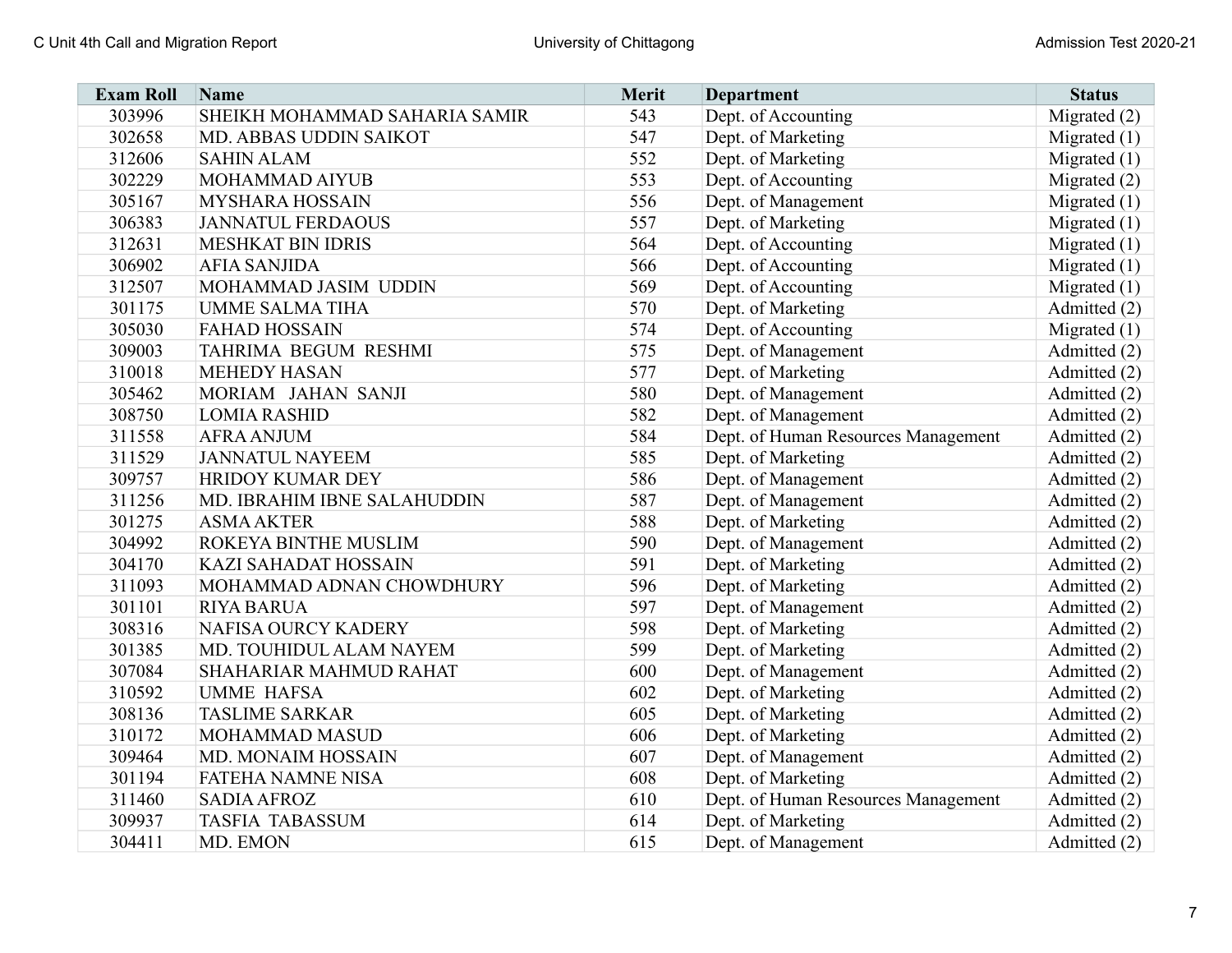| Exam Roll | Name | Merit | Department | Status |
| --- | --- | --- | --- | --- |
| 303996 | SHEIKH MOHAMMAD SAHARIA SAMIR | 543 | Dept. of Accounting | Migrated (2) |
| 302658 | MD. ABBAS UDDIN SAIKOT | 547 | Dept. of Marketing | Migrated (1) |
| 312606 | SAHIN ALAM | 552 | Dept. of Marketing | Migrated (1) |
| 302229 | MOHAMMAD AIYUB | 553 | Dept. of Accounting | Migrated (2) |
| 305167 | MYSHARA HOSSAIN | 556 | Dept. of Management | Migrated (1) |
| 306383 | JANNATUL FERDAOUS | 557 | Dept. of Marketing | Migrated (1) |
| 312631 | MESHKAT BIN IDRIS | 564 | Dept. of Accounting | Migrated (1) |
| 306902 | AFIA SANJIDA | 566 | Dept. of Accounting | Migrated (1) |
| 312507 | MOHAMMAD JASIM UDDIN | 569 | Dept. of Accounting | Migrated (1) |
| 301175 | UMME SALMA TIHA | 570 | Dept. of Marketing | Admitted (2) |
| 305030 | FAHAD HOSSAIN | 574 | Dept. of Accounting | Migrated (1) |
| 309003 | TAHRIMA BEGUM RESHMI | 575 | Dept. of Management | Admitted (2) |
| 310018 | MEHEDY HASAN | 577 | Dept. of Marketing | Admitted (2) |
| 305462 | MORIAM JAHAN SANJI | 580 | Dept. of Management | Admitted (2) |
| 308750 | LOMIA RASHID | 582 | Dept. of Management | Admitted (2) |
| 311558 | AFRA ANJUM | 584 | Dept. of Human Resources Management | Admitted (2) |
| 311529 | JANNATUL NAYEEM | 585 | Dept. of Marketing | Admitted (2) |
| 309757 | HRIDOY KUMAR DEY | 586 | Dept. of Management | Admitted (2) |
| 311256 | MD. IBRAHIM IBNE SALAHUDDIN | 587 | Dept. of Management | Admitted (2) |
| 301275 | ASMA AKTER | 588 | Dept. of Marketing | Admitted (2) |
| 304992 | ROKEYA BINTHE MUSLIM | 590 | Dept. of Management | Admitted (2) |
| 304170 | KAZI SAHADAT HOSSAIN | 591 | Dept. of Marketing | Admitted (2) |
| 311093 | MOHAMMAD ADNAN CHOWDHURY | 596 | Dept. of Marketing | Admitted (2) |
| 301101 | RIYA BARUA | 597 | Dept. of Management | Admitted (2) |
| 308316 | NAFISA OURCY KADERY | 598 | Dept. of Marketing | Admitted (2) |
| 301385 | MD. TOUHIDUL ALAM NAYEM | 599 | Dept. of Marketing | Admitted (2) |
| 307084 | SHAHARIAR MAHMUD RAHAT | 600 | Dept. of Management | Admitted (2) |
| 310592 | UMME HAFSA | 602 | Dept. of Marketing | Admitted (2) |
| 308136 | TASLIME SARKAR | 605 | Dept. of Marketing | Admitted (2) |
| 310172 | MOHAMMAD MASUD | 606 | Dept. of Marketing | Admitted (2) |
| 309464 | MD. MONAIM HOSSAIN | 607 | Dept. of Management | Admitted (2) |
| 301194 | FATEHA NAMNE NISA | 608 | Dept. of Marketing | Admitted (2) |
| 311460 | SADIA AFROZ | 610 | Dept. of Human Resources Management | Admitted (2) |
| 309937 | TASFIA TABASSUM | 614 | Dept. of Marketing | Admitted (2) |
| 304411 | MD. EMON | 615 | Dept. of Management | Admitted (2) |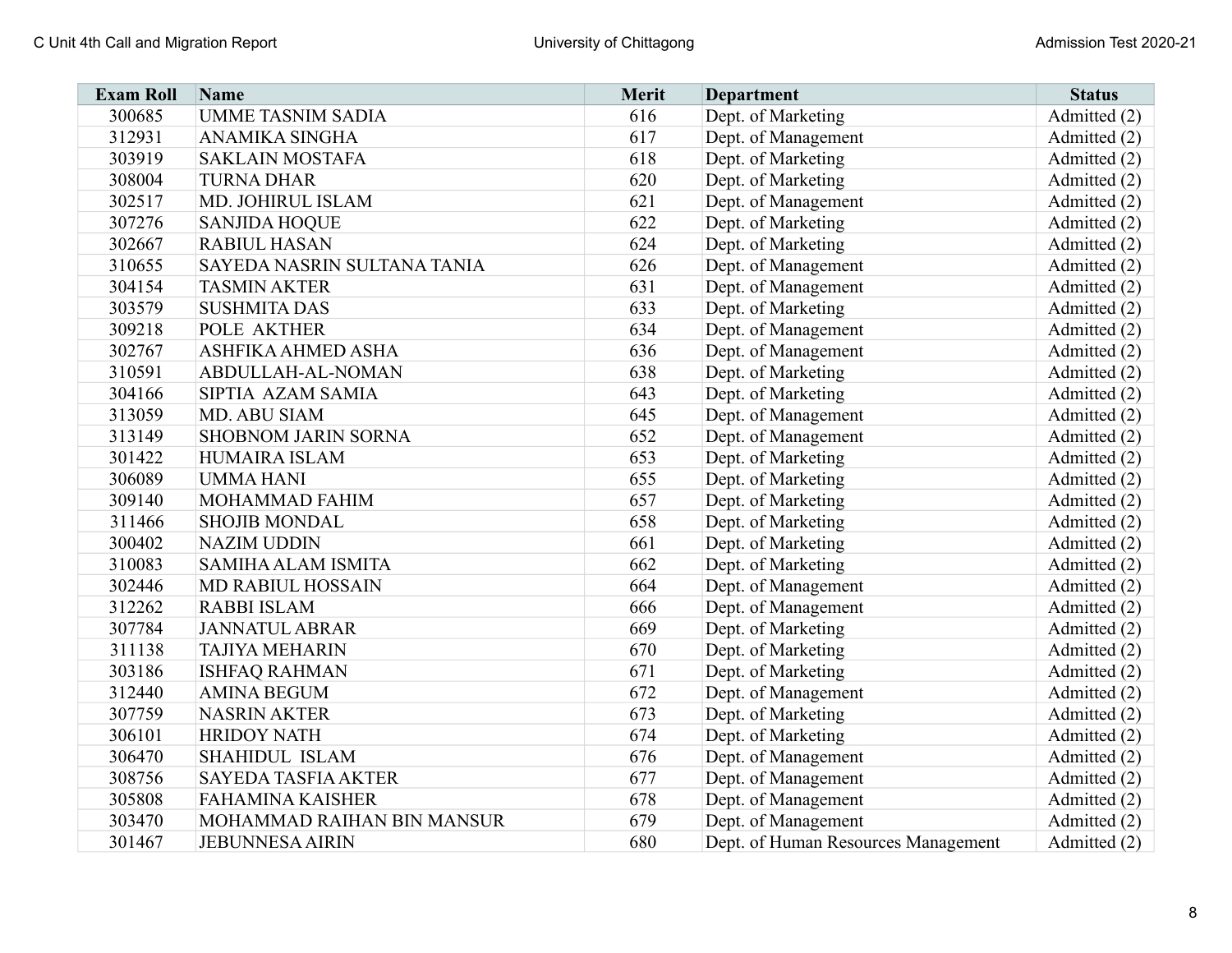| Exam Roll | Name | Merit | Department | Status |
|---|---|---|---|---|
| 300685 | UMME TASNIM SADIA | 616 | Dept. of Marketing | Admitted (2) |
| 312931 | ANAMIKA SINGHA | 617 | Dept. of Management | Admitted (2) |
| 303919 | SAKLAIN MOSTAFA | 618 | Dept. of Marketing | Admitted (2) |
| 308004 | TURNA DHAR | 620 | Dept. of Marketing | Admitted (2) |
| 302517 | MD. JOHIRUL ISLAM | 621 | Dept. of Management | Admitted (2) |
| 307276 | SANJIDA HOQUE | 622 | Dept. of Marketing | Admitted (2) |
| 302667 | RABIUL HASAN | 624 | Dept. of Marketing | Admitted (2) |
| 310655 | SAYEDA NASRIN SULTANA TANIA | 626 | Dept. of Management | Admitted (2) |
| 304154 | TASMIN AKTER | 631 | Dept. of Management | Admitted (2) |
| 303579 | SUSHMITA DAS | 633 | Dept. of Marketing | Admitted (2) |
| 309218 | POLE AKTHER | 634 | Dept. of Management | Admitted (2) |
| 302767 | ASHFIKA AHMED ASHA | 636 | Dept. of Management | Admitted (2) |
| 310591 | ABDULLAH-AL-NOMAN | 638 | Dept. of Marketing | Admitted (2) |
| 304166 | SIPTIA AZAM SAMIA | 643 | Dept. of Marketing | Admitted (2) |
| 313059 | MD. ABU SIAM | 645 | Dept. of Management | Admitted (2) |
| 313149 | SHOBNOM JARIN SORNA | 652 | Dept. of Management | Admitted (2) |
| 301422 | HUMAIRA ISLAM | 653 | Dept. of Marketing | Admitted (2) |
| 306089 | UMMA HANI | 655 | Dept. of Marketing | Admitted (2) |
| 309140 | MOHAMMAD FAHIM | 657 | Dept. of Marketing | Admitted (2) |
| 311466 | SHOJIB MONDAL | 658 | Dept. of Marketing | Admitted (2) |
| 300402 | NAZIM UDDIN | 661 | Dept. of Marketing | Admitted (2) |
| 310083 | SAMIHA ALAM ISMITA | 662 | Dept. of Marketing | Admitted (2) |
| 302446 | MD RABIUL HOSSAIN | 664 | Dept. of Management | Admitted (2) |
| 312262 | RABBI ISLAM | 666 | Dept. of Management | Admitted (2) |
| 307784 | JANNATUL ABRAR | 669 | Dept. of Marketing | Admitted (2) |
| 311138 | TAJIYA MEHARIN | 670 | Dept. of Marketing | Admitted (2) |
| 303186 | ISHFAQ RAHMAN | 671 | Dept. of Marketing | Admitted (2) |
| 312440 | AMINA BEGUM | 672 | Dept. of Management | Admitted (2) |
| 307759 | NASRIN AKTER | 673 | Dept. of Marketing | Admitted (2) |
| 306101 | HRIDOY NATH | 674 | Dept. of Marketing | Admitted (2) |
| 306470 | SHAHIDUL ISLAM | 676 | Dept. of Management | Admitted (2) |
| 308756 | SAYEDA TASFIA AKTER | 677 | Dept. of Management | Admitted (2) |
| 305808 | FAHAMINA KAISHER | 678 | Dept. of Management | Admitted (2) |
| 303470 | MOHAMMAD RAIHAN BIN MANSUR | 679 | Dept. of Management | Admitted (2) |
| 301467 | JEBUNNESA AIRIN | 680 | Dept. of Human Resources Management | Admitted (2) |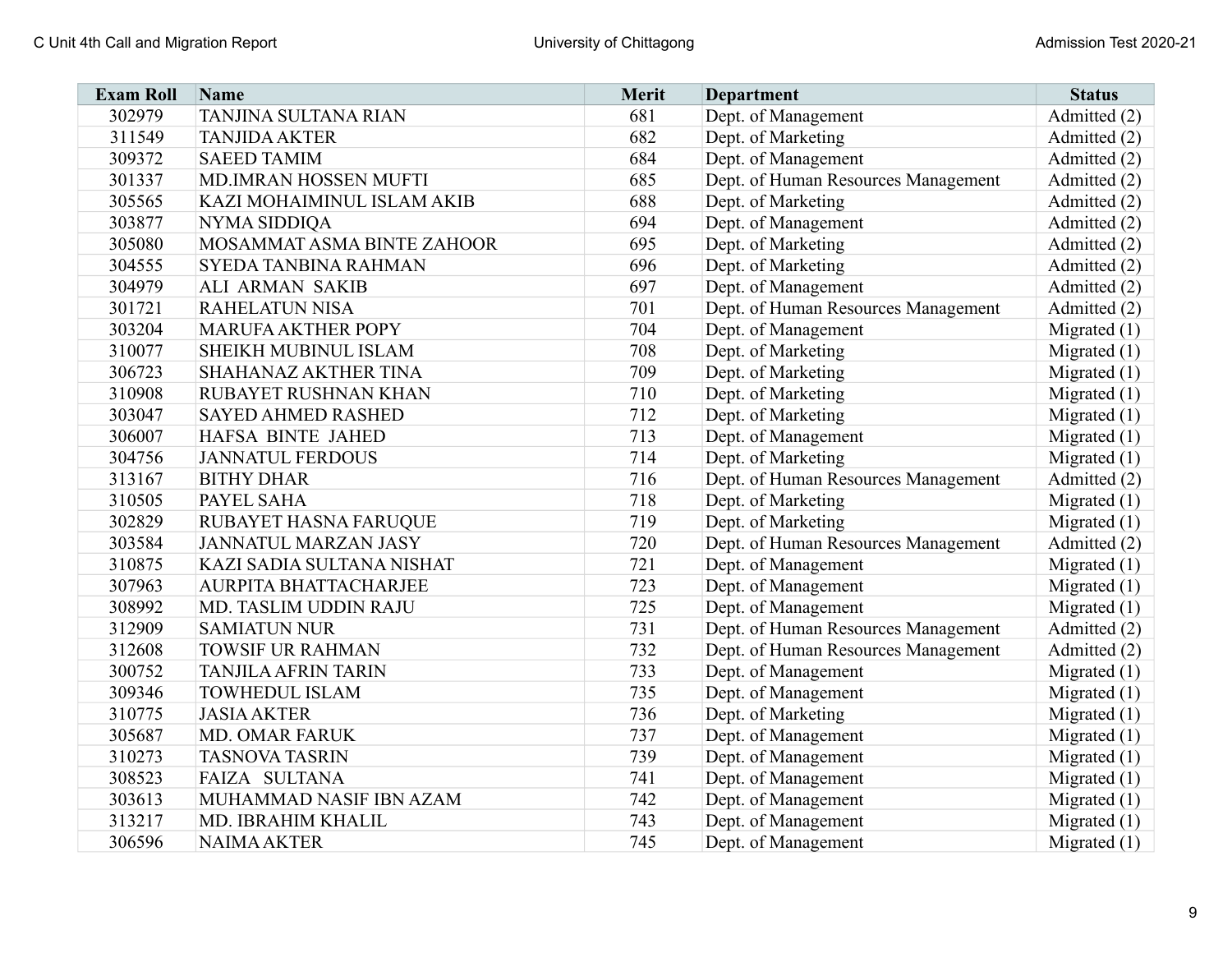| Exam Roll | Name | Merit | Department | Status |
|---|---|---|---|---|
| 302979 | TANJINA SULTANA RIAN | 681 | Dept. of Management | Admitted (2) |
| 311549 | TANJIDA AKTER | 682 | Dept. of Marketing | Admitted (2) |
| 309372 | SAEED TAMIM | 684 | Dept. of Management | Admitted (2) |
| 301337 | MD.IMRAN HOSSEN MUFTI | 685 | Dept. of Human Resources Management | Admitted (2) |
| 305565 | KAZI MOHAIMINUL ISLAM AKIB | 688 | Dept. of Marketing | Admitted (2) |
| 303877 | NYMA SIDDIQA | 694 | Dept. of Management | Admitted (2) |
| 305080 | MOSAMMAT ASMA BINTE ZAHOOR | 695 | Dept. of Marketing | Admitted (2) |
| 304555 | SYEDA TANBINA RAHMAN | 696 | Dept. of Marketing | Admitted (2) |
| 304979 | ALI ARMAN SAKIB | 697 | Dept. of Management | Admitted (2) |
| 301721 | RAHELATUN NISA | 701 | Dept. of Human Resources Management | Admitted (2) |
| 303204 | MARUFA AKTHER POPY | 704 | Dept. of Management | Migrated (1) |
| 310077 | SHEIKH MUBINUL ISLAM | 708 | Dept. of Marketing | Migrated (1) |
| 306723 | SHAHANAZ AKTHER TINA | 709 | Dept. of Marketing | Migrated (1) |
| 310908 | RUBAYET RUSHNAN KHAN | 710 | Dept. of Marketing | Migrated (1) |
| 303047 | SAYED AHMED RASHED | 712 | Dept. of Marketing | Migrated (1) |
| 306007 | HAFSA BINTE JAHED | 713 | Dept. of Management | Migrated (1) |
| 304756 | JANNATUL FERDOUS | 714 | Dept. of Marketing | Migrated (1) |
| 313167 | BITHY DHAR | 716 | Dept. of Human Resources Management | Admitted (2) |
| 310505 | PAYEL SAHA | 718 | Dept. of Marketing | Migrated (1) |
| 302829 | RUBAYET HASNA FARUQUE | 719 | Dept. of Marketing | Migrated (1) |
| 303584 | JANNATUL MARZAN JASY | 720 | Dept. of Human Resources Management | Admitted (2) |
| 310875 | KAZI SADIA SULTANA NISHAT | 721 | Dept. of Management | Migrated (1) |
| 307963 | AURPITA BHATTACHARJEE | 723 | Dept. of Management | Migrated (1) |
| 308992 | MD. TASLIM UDDIN RAJU | 725 | Dept. of Management | Migrated (1) |
| 312909 | SAMIATUN NUR | 731 | Dept. of Human Resources Management | Admitted (2) |
| 312608 | TOWSIF UR RAHMAN | 732 | Dept. of Human Resources Management | Admitted (2) |
| 300752 | TANJILA AFRIN TARIN | 733 | Dept. of Management | Migrated (1) |
| 309346 | TOWHEDUL ISLAM | 735 | Dept. of Management | Migrated (1) |
| 310775 | JASIA AKTER | 736 | Dept. of Marketing | Migrated (1) |
| 305687 | MD. OMAR FARUK | 737 | Dept. of Management | Migrated (1) |
| 310273 | TASNOVA TASRIN | 739 | Dept. of Management | Migrated (1) |
| 308523 | FAIZA SULTANA | 741 | Dept. of Management | Migrated (1) |
| 303613 | MUHAMMAD NASIF IBN AZAM | 742 | Dept. of Management | Migrated (1) |
| 313217 | MD. IBRAHIM KHALIL | 743 | Dept. of Management | Migrated (1) |
| 306596 | NAIMA AKTER | 745 | Dept. of Management | Migrated (1) |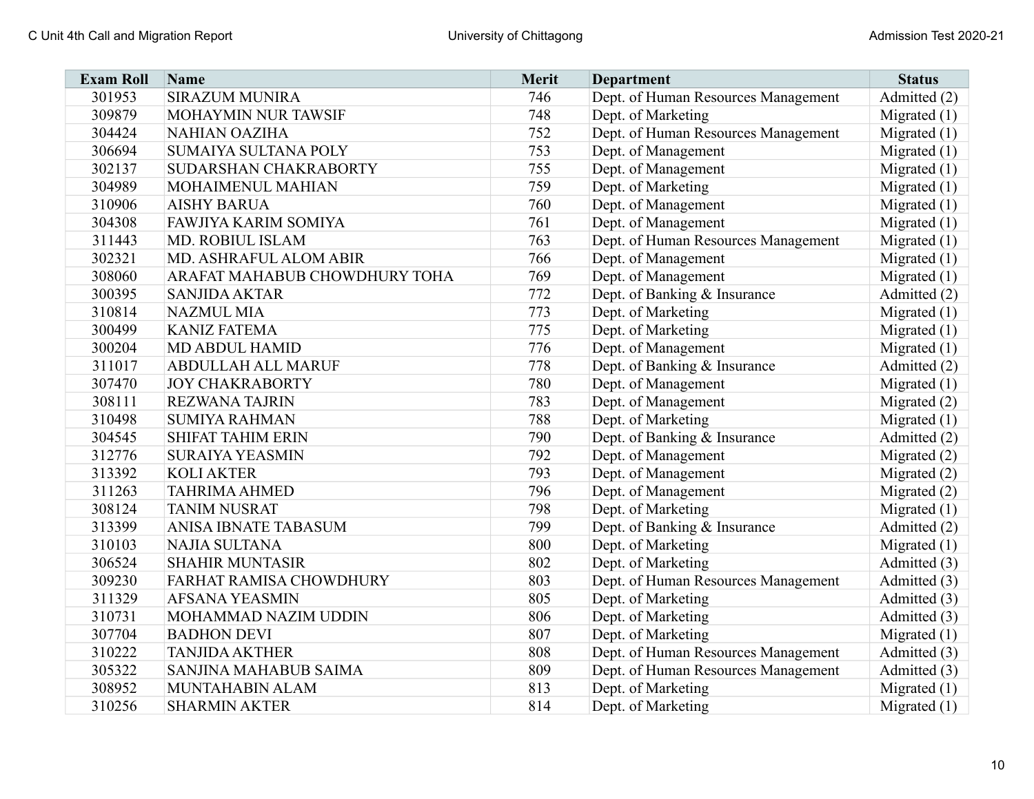| Exam Roll | Name | Merit | Department | Status |
|---|---|---|---|---|
| 301953 | SIRAZUM MUNIRA | 746 | Dept. of Human Resources Management | Admitted (2) |
| 309879 | MOHAYMIN NUR TAWSIF | 748 | Dept. of Marketing | Migrated (1) |
| 304424 | NAHIAN OAZIHA | 752 | Dept. of Human Resources Management | Migrated (1) |
| 306694 | SUMAIYA SULTANA POLY | 753 | Dept. of Management | Migrated (1) |
| 302137 | SUDARSHAN CHAKRABORTY | 755 | Dept. of Management | Migrated (1) |
| 304989 | MOHAIMENUL MAHIAN | 759 | Dept. of Marketing | Migrated (1) |
| 310906 | AISHY BARUA | 760 | Dept. of Management | Migrated (1) |
| 304308 | FAWJIYA KARIM SOMIYA | 761 | Dept. of Management | Migrated (1) |
| 311443 | MD. ROBIUL ISLAM | 763 | Dept. of Human Resources Management | Migrated (1) |
| 302321 | MD. ASHRAFUL ALOM ABIR | 766 | Dept. of Management | Migrated (1) |
| 308060 | ARAFAT MAHABUB CHOWDHURY TOHA | 769 | Dept. of Management | Migrated (1) |
| 300395 | SANJIDA AKTAR | 772 | Dept. of Banking & Insurance | Admitted (2) |
| 310814 | NAZMUL MIA | 773 | Dept. of Marketing | Migrated (1) |
| 300499 | KANIZ FATEMA | 775 | Dept. of Marketing | Migrated (1) |
| 300204 | MD ABDUL HAMID | 776 | Dept. of Management | Migrated (1) |
| 311017 | ABDULLAH ALL MARUF | 778 | Dept. of Banking & Insurance | Admitted (2) |
| 307470 | JOY CHAKRABORTY | 780 | Dept. of Management | Migrated (1) |
| 308111 | REZWANA TAJRIN | 783 | Dept. of Management | Migrated (2) |
| 310498 | SUMIYA RAHMAN | 788 | Dept. of Marketing | Migrated (1) |
| 304545 | SHIFAT TAHIM ERIN | 790 | Dept. of Banking & Insurance | Admitted (2) |
| 312776 | SURAIYA YEASMIN | 792 | Dept. of Management | Migrated (2) |
| 313392 | KOLI AKTER | 793 | Dept. of Management | Migrated (2) |
| 311263 | TAHRIMA AHMED | 796 | Dept. of Management | Migrated (2) |
| 308124 | TANIM NUSRAT | 798 | Dept. of Marketing | Migrated (1) |
| 313399 | ANISA IBNATE TABASUM | 799 | Dept. of Banking & Insurance | Admitted (2) |
| 310103 | NAJIA SULTANA | 800 | Dept. of Marketing | Migrated (1) |
| 306524 | SHAHIR MUNTASIR | 802 | Dept. of Marketing | Admitted (3) |
| 309230 | FARHAT RAMISA CHOWDHURY | 803 | Dept. of Human Resources Management | Admitted (3) |
| 311329 | AFSANA YEASMIN | 805 | Dept. of Marketing | Admitted (3) |
| 310731 | MOHAMMAD NAZIM UDDIN | 806 | Dept. of Marketing | Admitted (3) |
| 307704 | BADHON DEVI | 807 | Dept. of Marketing | Migrated (1) |
| 310222 | TANJIDA AKTHER | 808 | Dept. of Human Resources Management | Admitted (3) |
| 305322 | SANJINA MAHABUB SAIMA | 809 | Dept. of Human Resources Management | Admitted (3) |
| 308952 | MUNTAHABIN ALAM | 813 | Dept. of Marketing | Migrated (1) |
| 310256 | SHARMIN AKTER | 814 | Dept. of Marketing | Migrated (1) |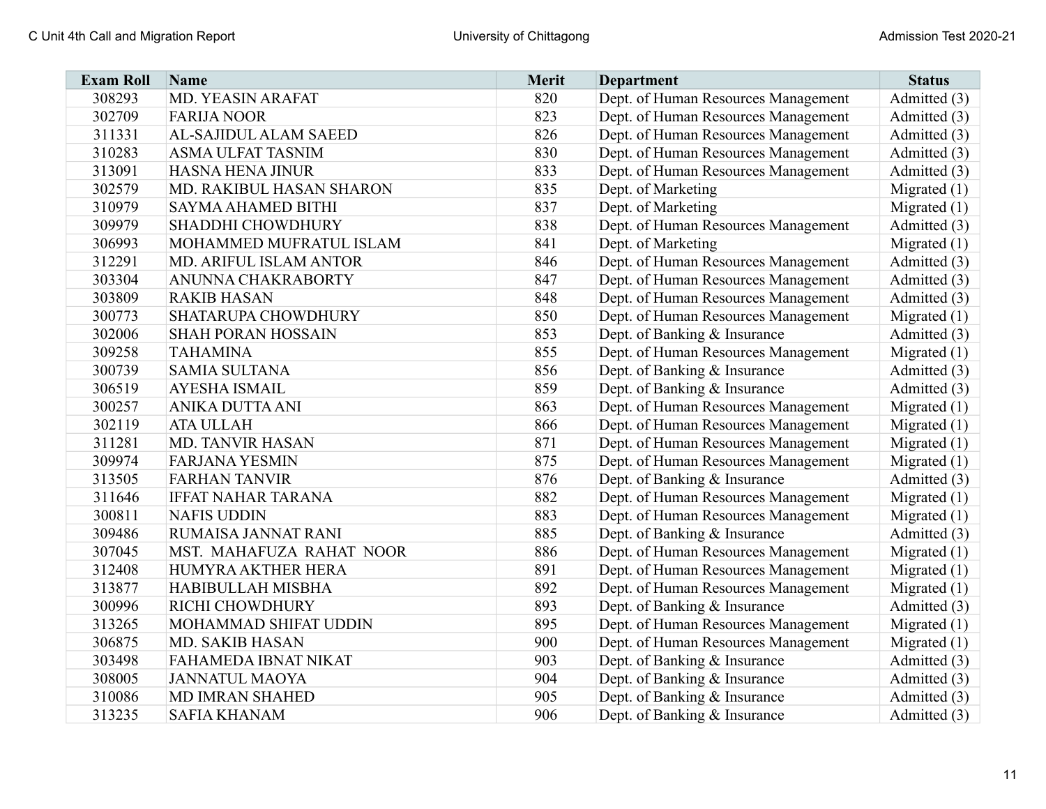| Exam Roll | Name | Merit | Department | Status |
|---|---|---|---|---|
| 308293 | MD. YEASIN ARAFAT | 820 | Dept. of Human Resources Management | Admitted (3) |
| 302709 | FARIJA NOOR | 823 | Dept. of Human Resources Management | Admitted (3) |
| 311331 | AL-SAJIDUL ALAM SAEED | 826 | Dept. of Human Resources Management | Admitted (3) |
| 310283 | ASMA ULFAT TASNIM | 830 | Dept. of Human Resources Management | Admitted (3) |
| 313091 | HASNA HENA JINUR | 833 | Dept. of Human Resources Management | Admitted (3) |
| 302579 | MD. RAKIBUL HASAN SHARON | 835 | Dept. of Marketing | Migrated (1) |
| 310979 | SAYMA AHAMED BITHI | 837 | Dept. of Marketing | Migrated (1) |
| 309979 | SHADDHI CHOWDHURY | 838 | Dept. of Human Resources Management | Admitted (3) |
| 306993 | MOHAMMED MUFRATUL ISLAM | 841 | Dept. of Marketing | Migrated (1) |
| 312291 | MD. ARIFUL ISLAM ANTOR | 846 | Dept. of Human Resources Management | Admitted (3) |
| 303304 | ANUNNA CHAKRABORTY | 847 | Dept. of Human Resources Management | Admitted (3) |
| 303809 | RAKIB HASAN | 848 | Dept. of Human Resources Management | Admitted (3) |
| 300773 | SHATARUPA CHOWDHURY | 850 | Dept. of Human Resources Management | Migrated (1) |
| 302006 | SHAH PORAN HOSSAIN | 853 | Dept. of Banking & Insurance | Admitted (3) |
| 309258 | TAHAMINA | 855 | Dept. of Human Resources Management | Migrated (1) |
| 300739 | SAMIA SULTANA | 856 | Dept. of Banking & Insurance | Admitted (3) |
| 306519 | AYESHA ISMAIL | 859 | Dept. of Banking & Insurance | Admitted (3) |
| 300257 | ANIKA DUTTA ANI | 863 | Dept. of Human Resources Management | Migrated (1) |
| 302119 | ATA ULLAH | 866 | Dept. of Human Resources Management | Migrated (1) |
| 311281 | MD. TANVIR HASAN | 871 | Dept. of Human Resources Management | Migrated (1) |
| 309974 | FARJANA YESMIN | 875 | Dept. of Human Resources Management | Migrated (1) |
| 313505 | FARHAN TANVIR | 876 | Dept. of Banking & Insurance | Admitted (3) |
| 311646 | IFFAT NAHAR TARANA | 882 | Dept. of Human Resources Management | Migrated (1) |
| 300811 | NAFIS UDDIN | 883 | Dept. of Human Resources Management | Migrated (1) |
| 309486 | RUMAISA JANNAT RANI | 885 | Dept. of Banking & Insurance | Admitted (3) |
| 307045 | MST. MAHAFUZA RAHAT NOOR | 886 | Dept. of Human Resources Management | Migrated (1) |
| 312408 | HUMYRA AKTHER HERA | 891 | Dept. of Human Resources Management | Migrated (1) |
| 313877 | HABIBULLAH MISBHA | 892 | Dept. of Human Resources Management | Migrated (1) |
| 300996 | RICHI CHOWDHURY | 893 | Dept. of Banking & Insurance | Admitted (3) |
| 313265 | MOHAMMAD SHIFAT UDDIN | 895 | Dept. of Human Resources Management | Migrated (1) |
| 306875 | MD. SAKIB HASAN | 900 | Dept. of Human Resources Management | Migrated (1) |
| 303498 | FAHAMEDA IBNAT NIKAT | 903 | Dept. of Banking & Insurance | Admitted (3) |
| 308005 | JANNATUL MAOYA | 904 | Dept. of Banking & Insurance | Admitted (3) |
| 310086 | MD IMRAN SHAHED | 905 | Dept. of Banking & Insurance | Admitted (3) |
| 313235 | SAFIA KHANAM | 906 | Dept. of Banking & Insurance | Admitted (3) |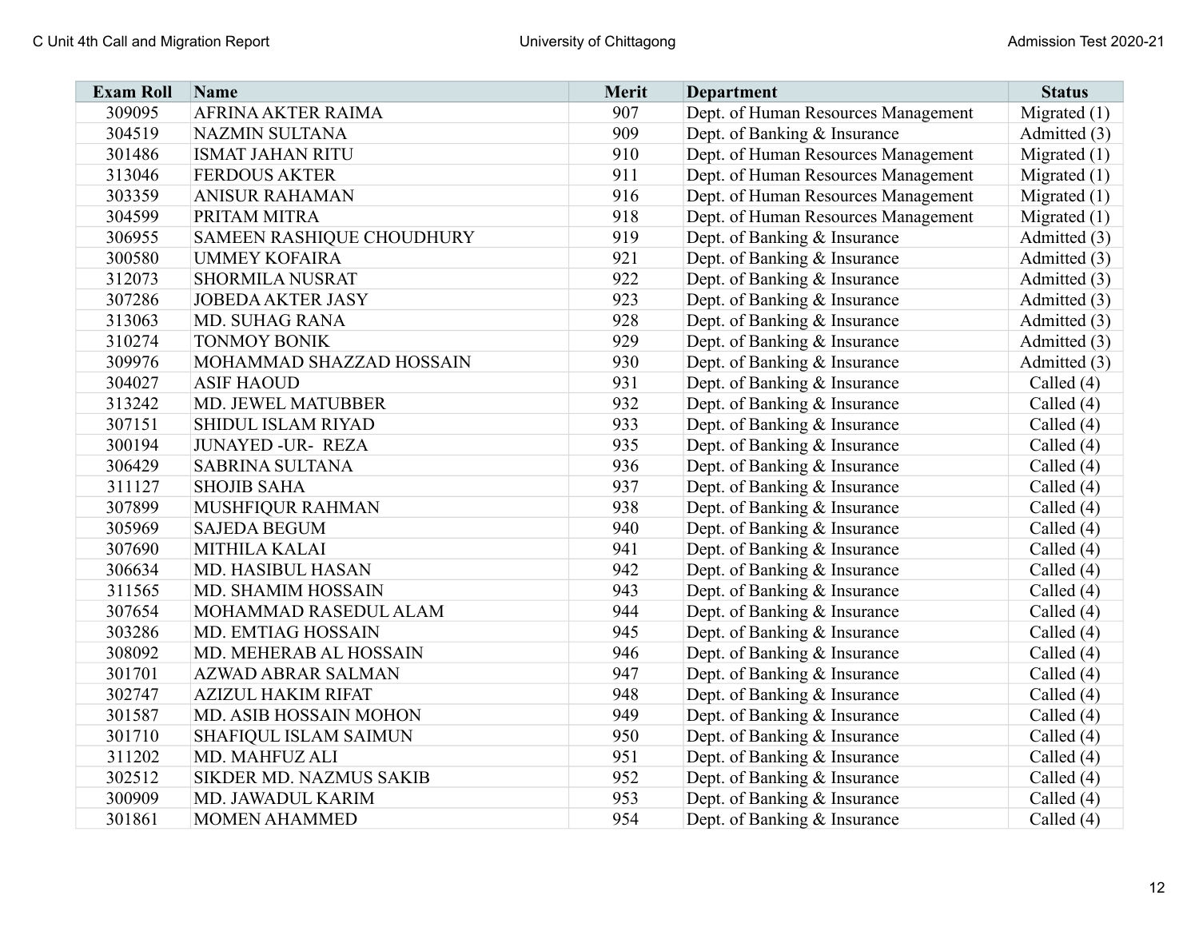| Exam Roll | Name | Merit | Department | Status |
|---|---|---|---|---|
| 309095 | AFRINA AKTER RAIMA | 907 | Dept. of Human Resources Management | Migrated (1) |
| 304519 | NAZMIN SULTANA | 909 | Dept. of Banking & Insurance | Admitted (3) |
| 301486 | ISMAT JAHAN RITU | 910 | Dept. of Human Resources Management | Migrated (1) |
| 313046 | FERDOUS AKTER | 911 | Dept. of Human Resources Management | Migrated (1) |
| 303359 | ANISUR RAHAMAN | 916 | Dept. of Human Resources Management | Migrated (1) |
| 304599 | PRITAM MITRA | 918 | Dept. of Human Resources Management | Migrated (1) |
| 306955 | SAMEEN RASHIQUE CHOUDHURY | 919 | Dept. of Banking & Insurance | Admitted (3) |
| 300580 | UMMEY KOFAIRA | 921 | Dept. of Banking & Insurance | Admitted (3) |
| 312073 | SHORMILA NUSRAT | 922 | Dept. of Banking & Insurance | Admitted (3) |
| 307286 | JOBEDA AKTER JASY | 923 | Dept. of Banking & Insurance | Admitted (3) |
| 313063 | MD. SUHAG RANA | 928 | Dept. of Banking & Insurance | Admitted (3) |
| 310274 | TONMOY BONIK | 929 | Dept. of Banking & Insurance | Admitted (3) |
| 309976 | MOHAMMAD SHAZZAD HOSSAIN | 930 | Dept. of Banking & Insurance | Admitted (3) |
| 304027 | ASIF HAOUD | 931 | Dept. of Banking & Insurance | Called (4) |
| 313242 | MD. JEWEL MATUBBER | 932 | Dept. of Banking & Insurance | Called (4) |
| 307151 | SHIDUL ISLAM RIYAD | 933 | Dept. of Banking & Insurance | Called (4) |
| 300194 | JUNAYED -UR- REZA | 935 | Dept. of Banking & Insurance | Called (4) |
| 306429 | SABRINA SULTANA | 936 | Dept. of Banking & Insurance | Called (4) |
| 311127 | SHOJIB SAHA | 937 | Dept. of Banking & Insurance | Called (4) |
| 307899 | MUSHFIQUR RAHMAN | 938 | Dept. of Banking & Insurance | Called (4) |
| 305969 | SAJEDA BEGUM | 940 | Dept. of Banking & Insurance | Called (4) |
| 307690 | MITHILA KALAI | 941 | Dept. of Banking & Insurance | Called (4) |
| 306634 | MD. HASIBUL HASAN | 942 | Dept. of Banking & Insurance | Called (4) |
| 311565 | MD. SHAMIM HOSSAIN | 943 | Dept. of Banking & Insurance | Called (4) |
| 307654 | MOHAMMAD RASEDUL ALAM | 944 | Dept. of Banking & Insurance | Called (4) |
| 303286 | MD. EMTIAG HOSSAIN | 945 | Dept. of Banking & Insurance | Called (4) |
| 308092 | MD. MEHERAB AL HOSSAIN | 946 | Dept. of Banking & Insurance | Called (4) |
| 301701 | AZWAD ABRAR SALMAN | 947 | Dept. of Banking & Insurance | Called (4) |
| 302747 | AZIZUL HAKIM RIFAT | 948 | Dept. of Banking & Insurance | Called (4) |
| 301587 | MD. ASIB HOSSAIN MOHON | 949 | Dept. of Banking & Insurance | Called (4) |
| 301710 | SHAFIQUL ISLAM SAIMUN | 950 | Dept. of Banking & Insurance | Called (4) |
| 311202 | MD. MAHFUZ ALI | 951 | Dept. of Banking & Insurance | Called (4) |
| 302512 | SIKDER MD. NAZMUS SAKIB | 952 | Dept. of Banking & Insurance | Called (4) |
| 300909 | MD. JAWADUL KARIM | 953 | Dept. of Banking & Insurance | Called (4) |
| 301861 | MOMEN AHAMMED | 954 | Dept. of Banking & Insurance | Called (4) |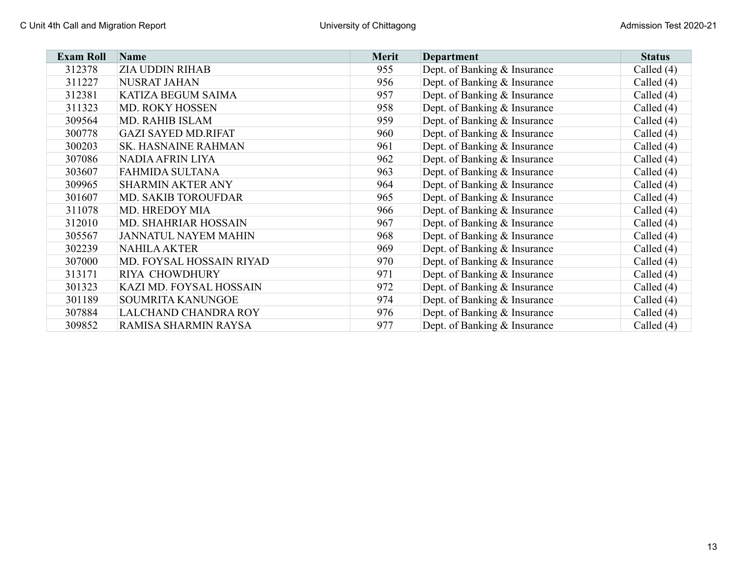| Exam Roll | Name | Merit | Department | Status |
|---|---|---|---|---|
| 312378 | ZIA UDDIN RIHAB | 955 | Dept. of Banking & Insurance | Called (4) |
| 311227 | NUSRAT JAHAN | 956 | Dept. of Banking & Insurance | Called (4) |
| 312381 | KATIZA BEGUM SAIMA | 957 | Dept. of Banking & Insurance | Called (4) |
| 311323 | MD. ROKY HOSSEN | 958 | Dept. of Banking & Insurance | Called (4) |
| 309564 | MD. RAHIB ISLAM | 959 | Dept. of Banking & Insurance | Called (4) |
| 300778 | GAZI SAYED MD.RIFAT | 960 | Dept. of Banking & Insurance | Called (4) |
| 300203 | SK. HASNAINE RAHMAN | 961 | Dept. of Banking & Insurance | Called (4) |
| 307086 | NADIA AFRIN LIYA | 962 | Dept. of Banking & Insurance | Called (4) |
| 303607 | FAHMIDA SULTANA | 963 | Dept. of Banking & Insurance | Called (4) |
| 309965 | SHARMIN AKTER ANY | 964 | Dept. of Banking & Insurance | Called (4) |
| 301607 | MD. SAKIB TOROUFDAR | 965 | Dept. of Banking & Insurance | Called (4) |
| 311078 | MD. HREDOY MIA | 966 | Dept. of Banking & Insurance | Called (4) |
| 312010 | MD. SHAHRIAR HOSSAIN | 967 | Dept. of Banking & Insurance | Called (4) |
| 305567 | JANNATUL NAYEM MAHIN | 968 | Dept. of Banking & Insurance | Called (4) |
| 302239 | NAHILA AKTER | 969 | Dept. of Banking & Insurance | Called (4) |
| 307000 | MD. FOYSAL HOSSAIN RIYAD | 970 | Dept. of Banking & Insurance | Called (4) |
| 313171 | RIYA CHOWDHURY | 971 | Dept. of Banking & Insurance | Called (4) |
| 301323 | KAZI MD. FOYSAL HOSSAIN | 972 | Dept. of Banking & Insurance | Called (4) |
| 301189 | SOUMRITA KANUNGOE | 974 | Dept. of Banking & Insurance | Called (4) |
| 307884 | LALCHAND CHANDRA ROY | 976 | Dept. of Banking & Insurance | Called (4) |
| 309852 | RAMISA SHARMIN RAYSA | 977 | Dept. of Banking & Insurance | Called (4) |